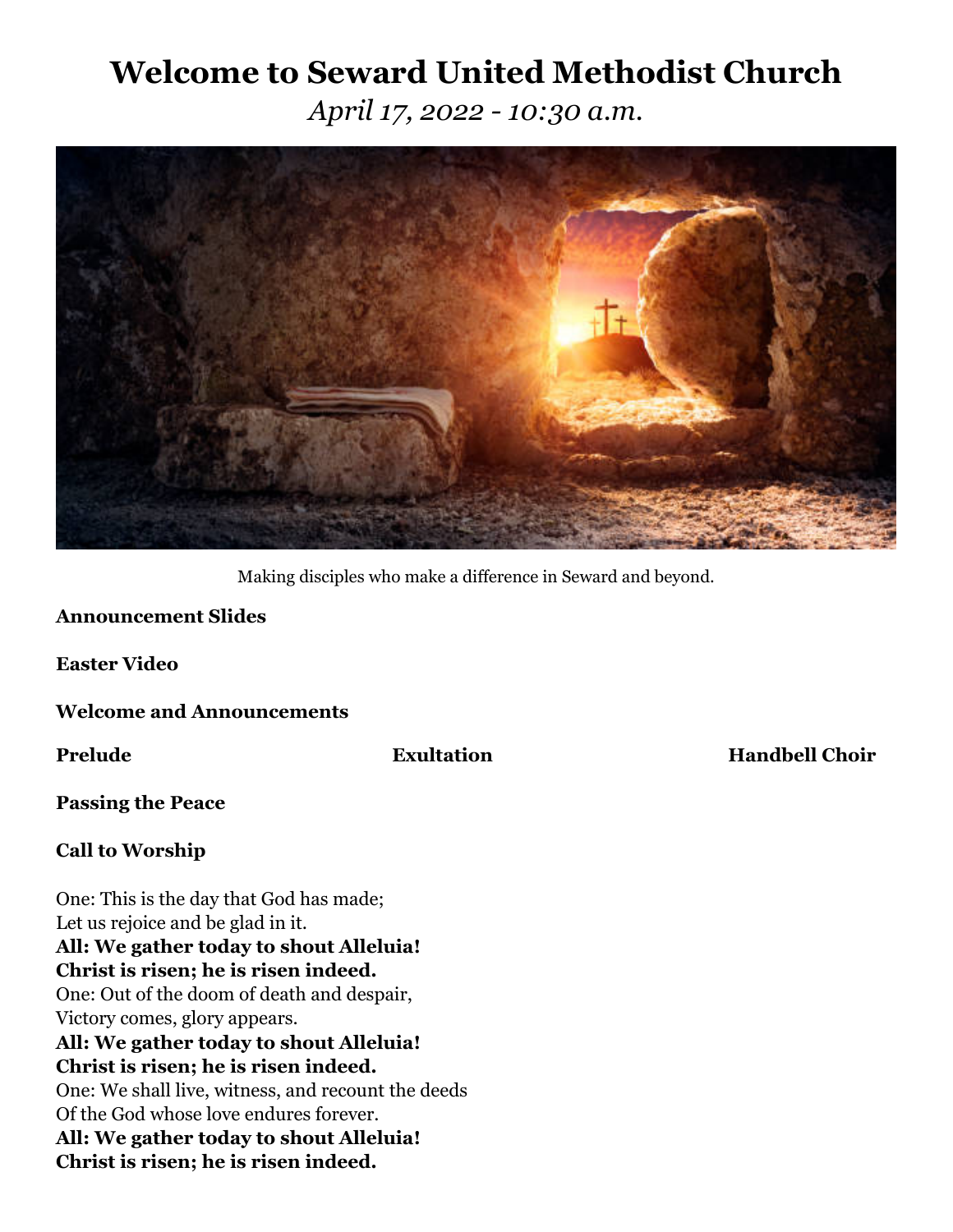# Welcome to Seward United Methodist Church

*April 17, 2022 - 10:30 a.m.*

Making disciples who make a difference in Seward and beyond.

**Announcement Slides**

**Easter Video**

**Welcome and Announcements**

**Prelude** **Exultation** **Handbell Choir**

**Passing the Peace**

**Call to Worship**

One: This is the day that God has made;
Let us rejoice and be glad in it.
**All: We gather today to shout Alleluia!**
**Christ is risen; he is risen indeed.**
One: Out of the doom of death and despair,
Victory comes, glory appears.
**All: We gather today to shout Alleluia!**
**Christ is risen; he is risen indeed.**
One: We shall live, witness, and recount the deeds
Of the God whose love endures forever.
**All: We gather today to shout Alleluia!**
**Christ is risen; he is risen indeed.**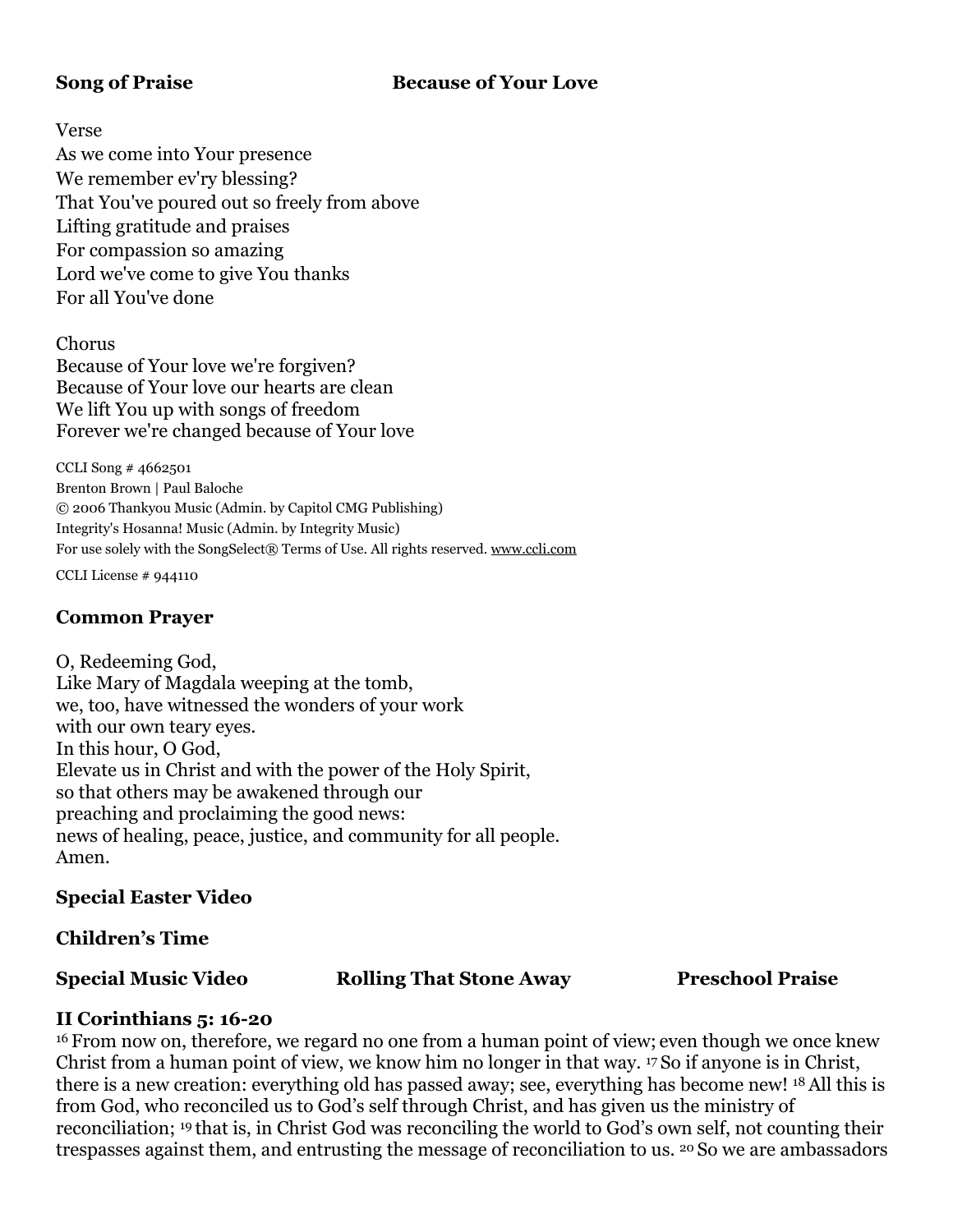**Song of Praise** **Because of Your Love**

Verse
As we come into Your presence
We remember ev'ry blessing?
That You've poured out so freely from above
Lifting gratitude and praises
For compassion so amazing
Lord we've come to give You thanks
For all You've done

Chorus
Because of Your love we're forgiven?
Because of Your love our hearts are clean
We lift You up with songs of freedom
Forever we're changed because of Your love

CCLI Song # 4662501
Brenton Brown | Paul Baloche
© 2006 Thankyou Music (Admin. by Capitol CMG Publishing)
Integrity's Hosanna! Music (Admin. by Integrity Music)
For use solely with the SongSelect® Terms of Use. All rights reserved. www.ccli.com

CCLI License # 944110

**Common Prayer**

O, Redeeming God,
Like Mary of Magdala weeping at the tomb,
we, too, have witnessed the wonders of your work
with our own teary eyes.
In this hour, O God,
Elevate us in Christ and with the power of the Holy Spirit,
so that others may be awakened through our
preaching and proclaiming the good news:
news of healing, peace, justice, and community for all people.
Amen.

**Special Easter Video**

**Children's Time**

**Special Music Video** **Rolling That Stone Away** **Preschool Praise**

**II Corinthians 5: 16-20**
[16] From now on, therefore, we regard no one from a human point of view; even though we once knew Christ from a human point of view, we know him no longer in that way. [17] So if anyone is in Christ, there is a new creation: everything old has passed away; see, everything has become new! [18] All this is from God, who reconciled us to God's self through Christ, and has given us the ministry of reconciliation; [19] that is, in Christ God was reconciling the world to God's own self, not counting their trespasses against them, and entrusting the message of reconciliation to us. [20] So we are ambassadors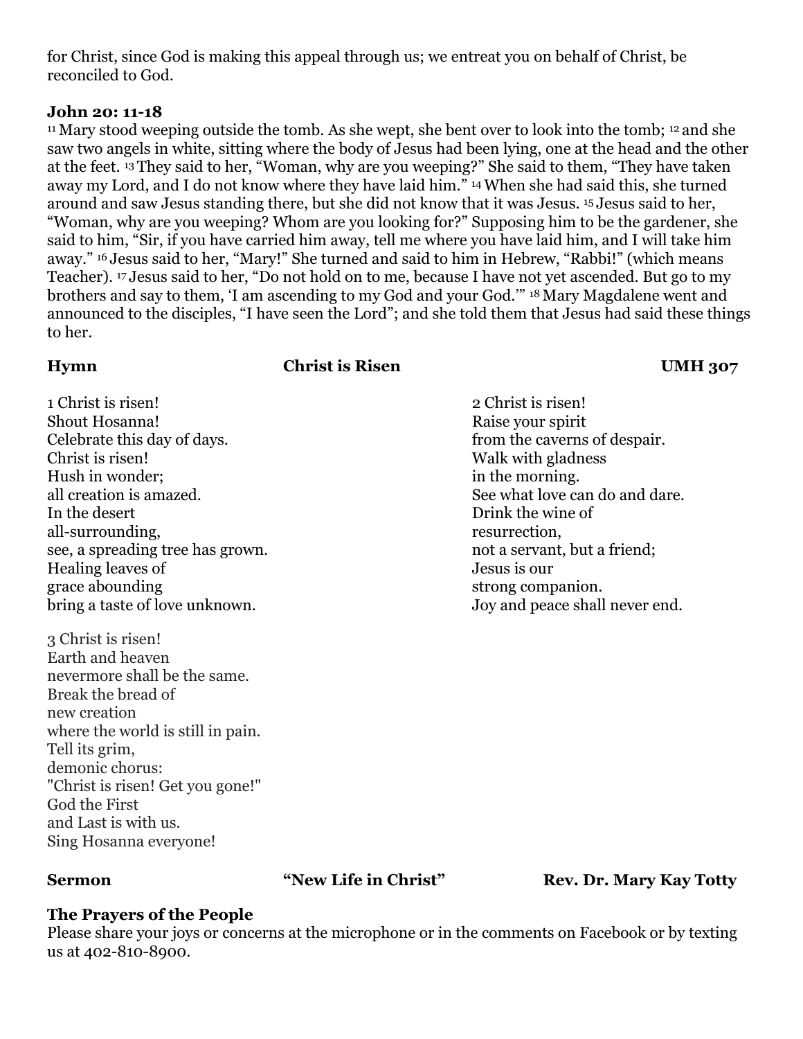for Christ, since God is making this appeal through us; we entreat you on behalf of Christ, be reconciled to God.

**John 20: 11-18**

[11] Mary stood weeping outside the tomb. As she wept, she bent over to look into the tomb; [12] and she saw two angels in white, sitting where the body of Jesus had been lying, one at the head and the other at the feet. [13] They said to her, "Woman, why are you weeping?" She said to them, "They have taken away my Lord, and I do not know where they have laid him." [14] When she had said this, she turned around and saw Jesus standing there, but she did not know that it was Jesus. [15] Jesus said to her, "Woman, why are you weeping? Whom are you looking for?" Supposing him to be the gardener, she said to him, "Sir, if you have carried him away, tell me where you have laid him, and I will take him away." [16] Jesus said to her, "Mary!" She turned and said to him in Hebrew, "Rabbi!" (which means Teacher). [17] Jesus said to her, "Do not hold on to me, because I have not yet ascended. But go to my brothers and say to them, 'I am ascending to my God and your God.'" [18] Mary Magdalene went and announced to the disciples, "I have seen the Lord"; and she told them that Jesus had said these things to her.

**Hymn** **Christ is Risen** **UMH 307**

1 Christ is risen!
Shout Hosanna!
Celebrate this day of days.
Christ is risen!
Hush in wonder;
all creation is amazed.
In the desert
all-surrounding,
see, a spreading tree has grown.
Healing leaves of
grace abounding
bring a taste of love unknown.

2 Christ is risen!
Raise your spirit
from the caverns of despair.
Walk with gladness
in the morning.
See what love can do and dare.
Drink the wine of
resurrection,
not a servant, but a friend;
Jesus is our
strong companion.
Joy and peace shall never end.

3 Christ is risen!
Earth and heaven
nevermore shall be the same.
Break the bread of
new creation
where the world is still in pain.
Tell its grim,
demonic chorus:
"Christ is risen! Get you gone!"
God the First
and Last is with us.
Sing Hosanna everyone!

**Sermon** **"New Life in Christ"** **Rev. Dr. Mary Kay Totty**

**The Prayers of the People**

Please share your joys or concerns at the microphone or in the comments on Facebook or by texting us at 402-810-8900.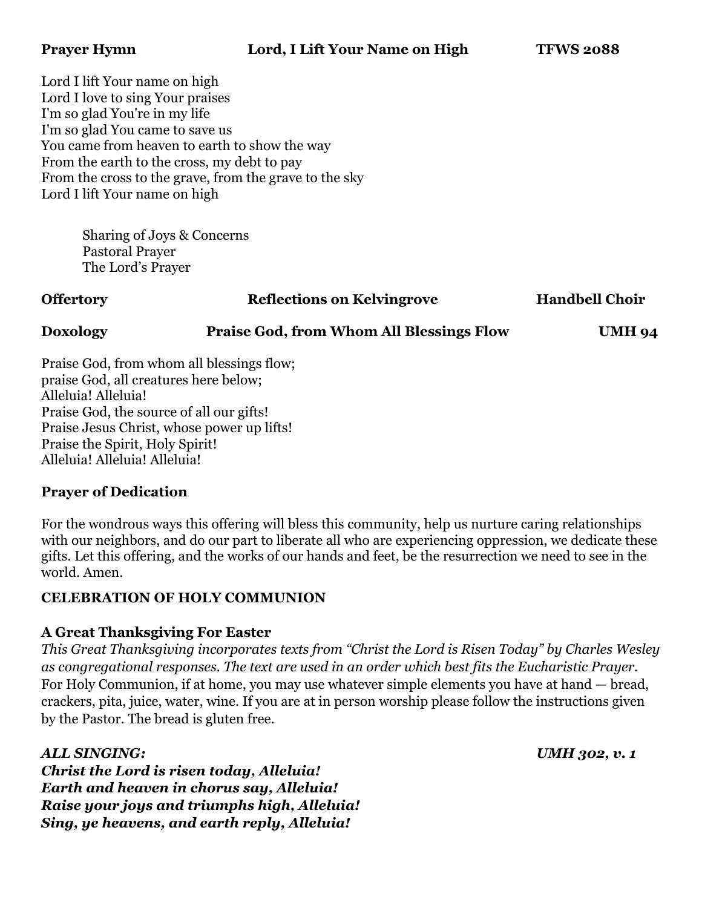**Prayer Hymn** **Lord, I Lift Your Name on High** **TFWS 2088**

Lord I lift Your name on high
Lord I love to sing Your praises
I'm so glad You're in my life
I'm so glad You came to save us
You came from heaven to earth to show the way
From the earth to the cross, my debt to pay
From the cross to the grave, from the grave to the sky
Lord I lift Your name on high

Sharing of Joys & Concerns
Pastoral Prayer
The Lord's Prayer

**Offertory** **Reflections on Kelvingrove** **Handbell Choir**

**Doxology** **Praise God, from Whom All Blessings Flow** **UMH 94**

Praise God, from whom all blessings flow;
praise God, all creatures here below;
Alleluia! Alleluia!
Praise God, the source of all our gifts!
Praise Jesus Christ, whose power up lifts!
Praise the Spirit, Holy Spirit!
Alleluia! Alleluia! Alleluia!

**Prayer of Dedication**

For the wondrous ways this offering will bless this community, help us nurture caring relationships with our neighbors, and do our part to liberate all who are experiencing oppression, we dedicate these gifts. Let this offering, and the works of our hands and feet, be the resurrection we need to see in the world. Amen.

**CELEBRATION OF HOLY COMMUNION**

**A Great Thanksgiving For Easter**

*This Great Thanksgiving incorporates texts from "Christ the Lord is Risen Today" by Charles Wesley as congregational responses. The text are used in an order which best fits the Eucharistic Prayer.* For Holy Communion, if at home, you may use whatever simple elements you have at hand — bread, crackers, pita, juice, water, wine. If you are at in person worship please follow the instructions given by the Pastor. The bread is gluten free.

*ALL SINGING:* *UMH 302, v. 1*

***Christ the Lord is risen today, Alleluia!***
***Earth and heaven in chorus say, Alleluia!***
***Raise your joys and triumphs high, Alleluia!***
***Sing, ye heavens, and earth reply, Alleluia!***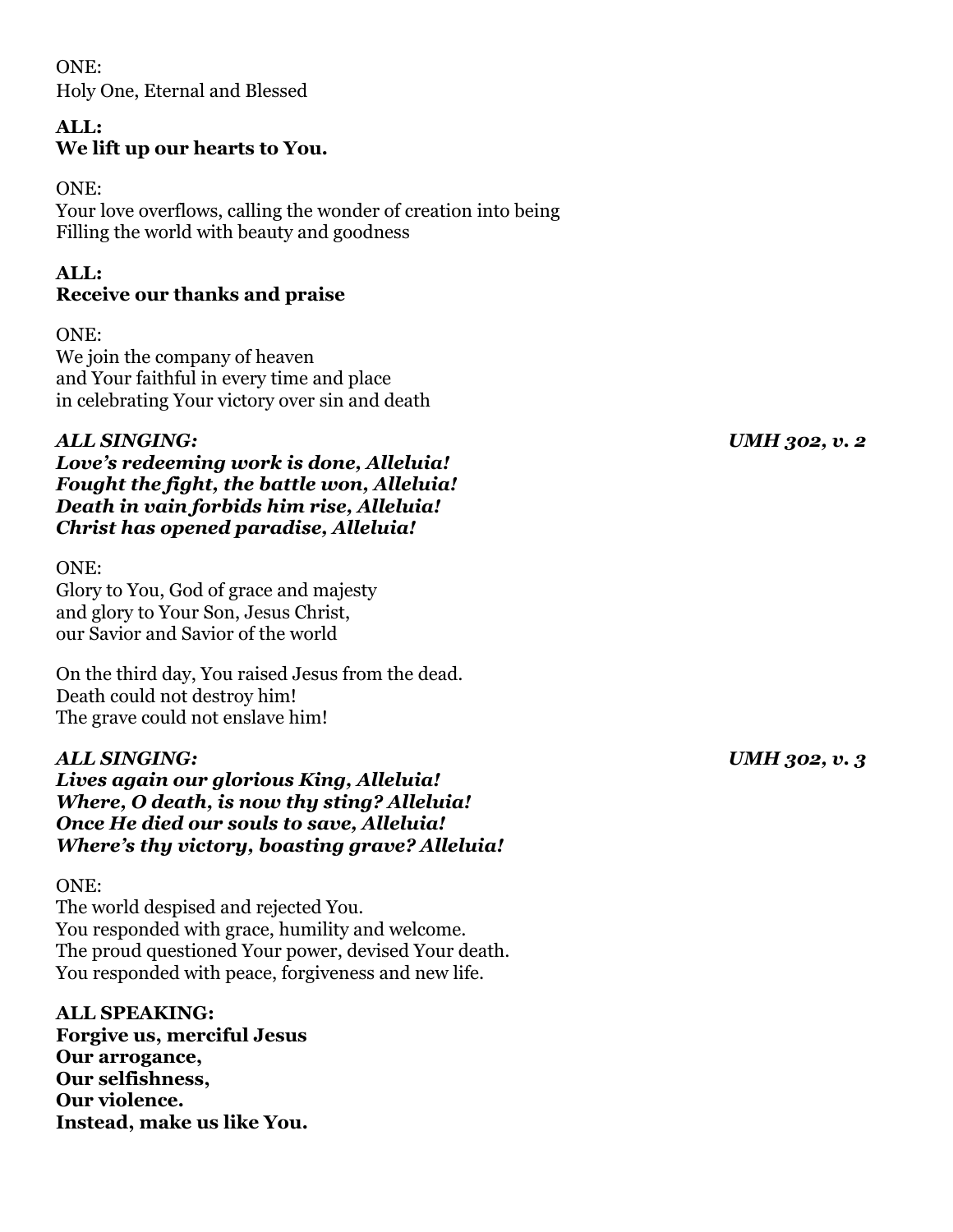ONE:
Holy One, Eternal and Blessed

**ALL:**
**We lift up our hearts to You.**

ONE:
Your love overflows, calling the wonder of creation into being
Filling the world with beauty and goodness

**ALL:**
**Receive our thanks and praise**

ONE:
We join the company of heaven
and Your faithful in every time and place
in celebrating Your victory over sin and death

***ALL SINGING:*** ***UMH 302, v. 2***
***Love's redeeming work is done, Alleluia!***
***Fought the fight, the battle won, Alleluia!***
***Death in vain forbids him rise, Alleluia!***
***Christ has opened paradise, Alleluia!***

ONE:
Glory to You, God of grace and majesty
and glory to Your Son, Jesus Christ,
our Savior and Savior of the world

On the third day, You raised Jesus from the dead.
Death could not destroy him!
The grave could not enslave him!

***ALL SINGING:*** ***UMH 302, v. 3***
***Lives again our glorious King, Alleluia!***
***Where, O death, is now thy sting? Alleluia!***
***Once He died our souls to save, Alleluia!***
***Where's thy victory, boasting grave? Alleluia!***

ONE:
The world despised and rejected You.
You responded with grace, humility and welcome.
The proud questioned Your power, devised Your death.
You responded with peace, forgiveness and new life.

**ALL SPEAKING:**
**Forgive us, merciful Jesus**
**Our arrogance,**
**Our selfishness,**
**Our violence.**
**Instead, make us like You.**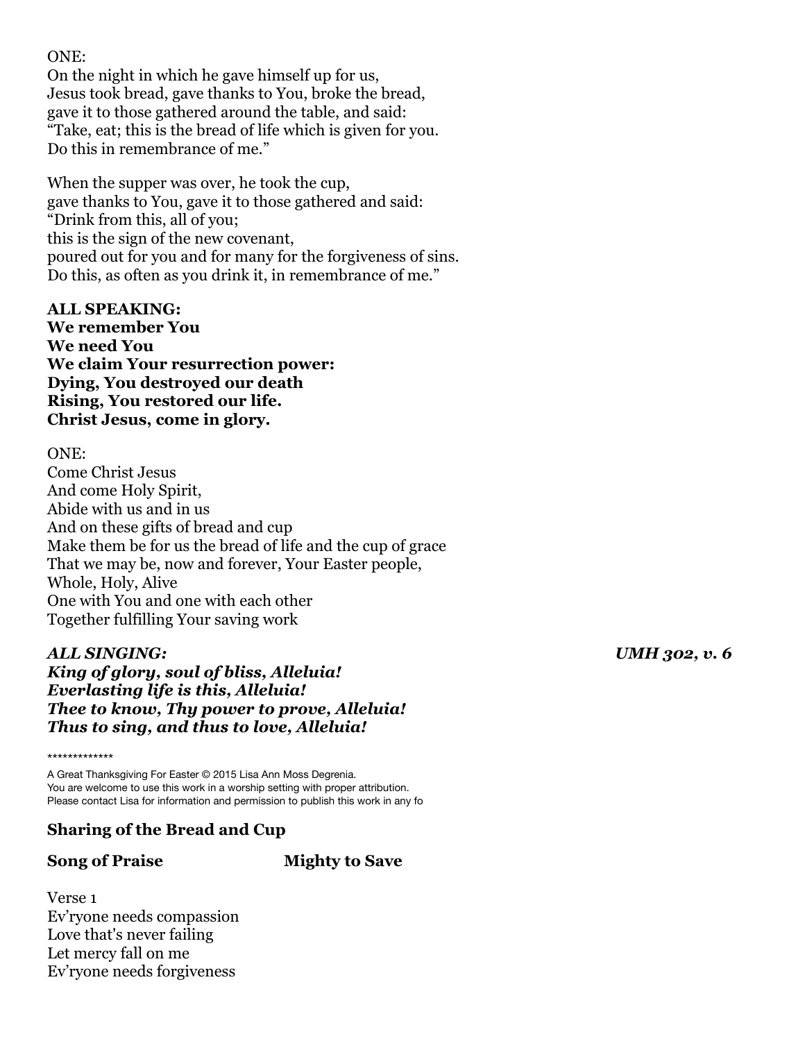ONE:
On the night in which he gave himself up for us,
Jesus took bread, gave thanks to You, broke the bread,
gave it to those gathered around the table, and said:
"Take, eat; this is the bread of life which is given for you.
Do this in remembrance of me."

When the supper was over, he took the cup,
gave thanks to You, gave it to those gathered and said:
"Drink from this, all of you;
this is the sign of the new covenant,
poured out for you and for many for the forgiveness of sins.
Do this, as often as you drink it, in remembrance of me."

**ALL SPEAKING:**
**We remember You**
**We need You**
**We claim Your resurrection power:**
**Dying, You destroyed our death**
**Rising, You restored our life.**
**Christ Jesus, come in glory.**

ONE:
Come Christ Jesus
And come Holy Spirit,
Abide with us and in us
And on these gifts of bread and cup
Make them be for us the bread of life and the cup of grace
That we may be, now and forever, Your Easter people,
Whole, Holy, Alive
One with You and one with each other
Together fulfilling Your saving work

***ALL SINGING:*** ***UMH 302, v. 6***
***King of glory, soul of bliss, Alleluia!***
***Everlasting life is this, Alleluia!***
***Thee to know, Thy power to prove, Alleluia!***
***Thus to sing, and thus to love, Alleluia!***

*************

A Great Thanksgiving For Easter © 2015 Lisa Ann Moss Degrenia.
You are welcome to use this work in a worship setting with proper attribution.
Please contact Lisa for information and permission to publish this work in any fo

**Sharing of the Bread and Cup**

**Song of Praise** **Mighty to Save**

Verse 1
Ev'ryone needs compassion
Love that's never failing
Let mercy fall on me
Ev'ryone needs forgiveness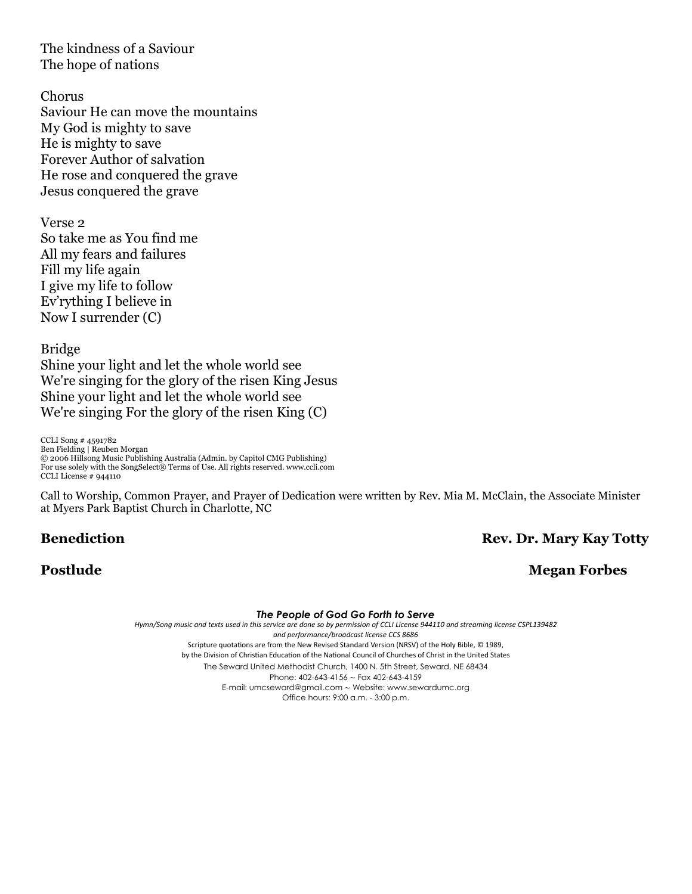The kindness of a Saviour
The hope of nations

Chorus
Saviour He can move the mountains
My God is mighty to save
He is mighty to save
Forever Author of salvation
He rose and conquered the grave
Jesus conquered the grave

Verse 2
So take me as You find me
All my fears and failures
Fill my life again
I give my life to follow
Ev'rything I believe in
Now I surrender (C)

Bridge
Shine your light and let the whole world see
We're singing for the glory of the risen King Jesus
Shine your light and let the whole world see
We're singing For the glory of the risen King (C)

CCLI Song # 4591782
Ben Fielding | Reuben Morgan
© 2006 Hillsong Music Publishing Australia (Admin. by Capitol CMG Publishing)
For use solely with the SongSelect® Terms of Use. All rights reserved. www.ccli.com
CCLI License # 944110

Call to Worship, Common Prayer, and Prayer of Dedication were written by Rev. Mia M. McClain, the Associate Minister at Myers Park Baptist Church in Charlotte, NC

**Benediction** **Rev. Dr. Mary Kay Totty**

**Postlude** **Megan Forbes**

***The People of God Go Forth to Serve***

*Hymn/Song music and texts used in this service are done so by permission of CCLI License 944110 and streaming license CSPL139482 and performance/broadcast license CCS 8686*

Scripture quotations are from the New Revised Standard Version (NRSV) of the Holy Bible, © 1989, by the Division of Christian Education of the National Council of Churches of Christ in the United States

The Seward United Methodist Church, 1400 N. 5th Street, Seward, NE 68434
Phone: 402-643-4156 ~ Fax 402-643-4159
E-mail: umcseward@gmail.com ~ Website: www.sewardumc.org
Office hours: 9:00 a.m. - 3:00 p.m.